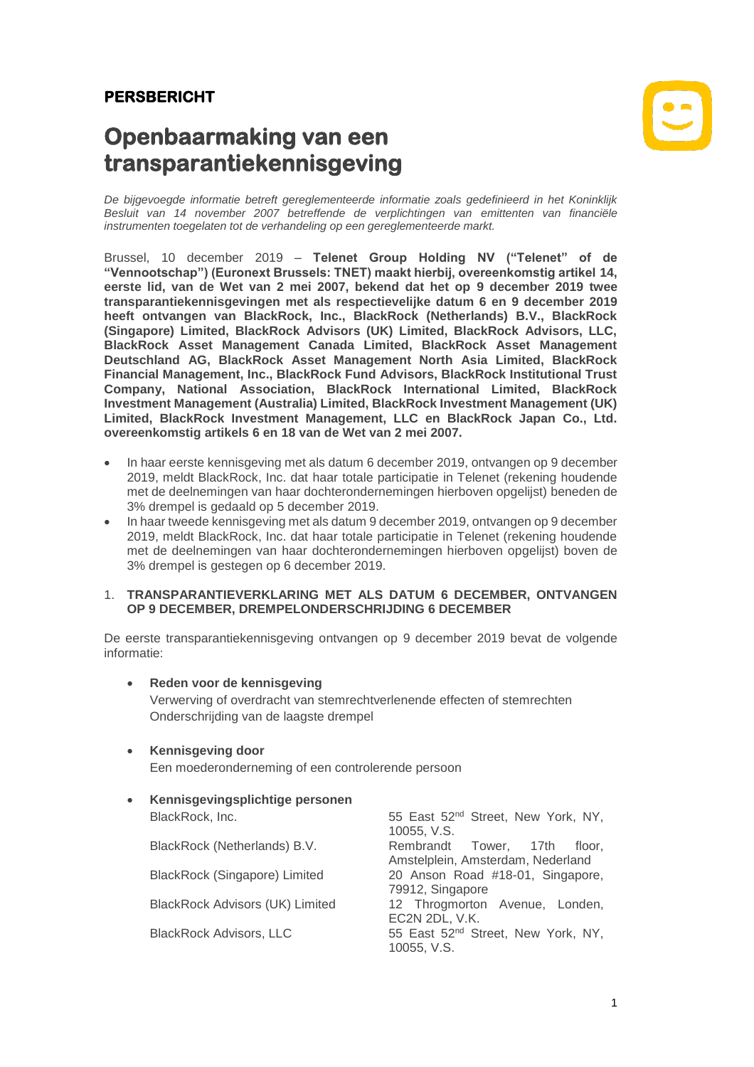**PERSBERICHT**

# Openbaarmaking van een transparantiekennisgeving

*De bijgevoegde informatie betreft gereglementeerde informatie zoals gedefinieerd in het Koninklijk Besluit van 14 november 2007 betreffende de verplichtingen van emittenten van financiële instrumenten toegelaten tot de verhandeling op een gereglementeerde markt.*

Brussel, 10 december 2019 – **Telenet Group Holding NV ("Telenet" of de "Vennootschap") (Euronext Brussels: TNET) maakt hierbij, overeenkomstig artikel 14, eerste lid, van de Wet van 2 mei 2007, bekend dat het op 9 december 2019 twee transparantiekennisgevingen met als respectievelijke datum 6 en 9 december 2019 heeft ontvangen van BlackRock, Inc., BlackRock (Netherlands) B.V., BlackRock (Singapore) Limited, BlackRock Advisors (UK) Limited, BlackRock Advisors, LLC, BlackRock Asset Management Canada Limited, BlackRock Asset Management Deutschland AG, BlackRock Asset Management North Asia Limited, BlackRock Financial Management, Inc., BlackRock Fund Advisors, BlackRock Institutional Trust Company, National Association, BlackRock International Limited, BlackRock Investment Management (Australia) Limited, BlackRock Investment Management (UK) Limited, BlackRock Investment Management, LLC en BlackRock Japan Co., Ltd. overeenkomstig artikels 6 en 18 van de Wet van 2 mei 2007.**

- In haar eerste kennisgeving met als datum 6 december 2019, ontvangen op 9 december 2019, meldt BlackRock, Inc. dat haar totale participatie in Telenet (rekening houdende met de deelnemingen van haar dochterondernemingen hierboven opgelijst) beneden de 3% drempel is gedaald op 5 december 2019.
- In haar tweede kennisgeving met als datum 9 december 2019, ontvangen op 9 december 2019, meldt BlackRock, Inc. dat haar totale participatie in Telenet (rekening houdende met de deelnemingen van haar dochterondernemingen hierboven opgelijst) boven de 3% drempel is gestegen op 6 december 2019.

1. **TRANSPARANTIEVERKLARING MET ALS DATUM 6 DECEMBER, ONTVANGEN OP 9 DECEMBER, DREMPELONDERSCHRIJDING 6 DECEMBER**

De eerste transparantiekennisgeving ontvangen op 9 december 2019 bevat de volgende informatie:

- **Reden voor de kennisgeving**
  Verwerving of overdracht van stemrechtverlenende effecten of stemrechten
  Onderschrijding van de laagste drempel

- **Kennisgeving door**
  Een moederonderneming of een controlerende persoon

- **Kennisgevingsplichtige personen**

| | |
|---|---|
| BlackRock, Inc. | 55 East 52nd Street, New York, NY, 10055, V.S. |
| BlackRock (Netherlands) B.V. | Rembrandt Tower, 17th floor, Amstelplein, Amsterdam, Nederland |
| BlackRock (Singapore) Limited | 20 Anson Road #18-01, Singapore, 79912, Singapore |
| BlackRock Advisors (UK) Limited | 12 Throgmorton Avenue, Londen, EC2N 2DL, V.K. |
| BlackRock Advisors, LLC | 55 East 52nd Street, New York, NY, 10055, V.S. |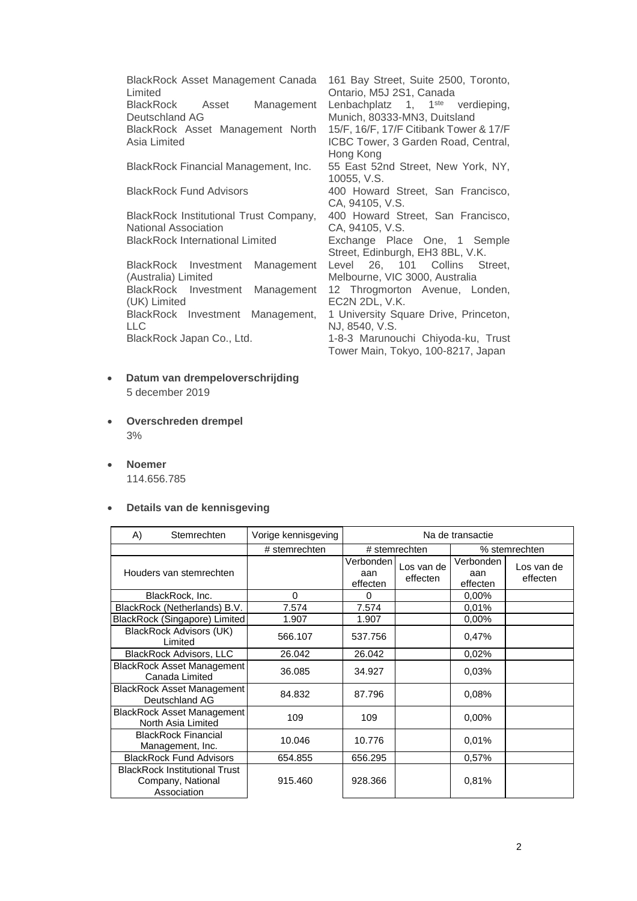| | |
|---|---|
| BlackRock Asset Management Canada Limited | 161 Bay Street, Suite 2500, Toronto, Ontario, M5J 2S1, Canada |
| BlackRock Asset Management Deutschland AG | Lenbachplatz 1, 1ste verdieping, Munich, 80333-MN3, Duitsland |
| BlackRock Asset Management North Asia Limited | 15/F, 16/F, 17/F Citibank Tower & 17/F ICBC Tower, 3 Garden Road, Central, Hong Kong |
| BlackRock Financial Management, Inc. | 55 East 52nd Street, New York, NY, 10055, V.S. |
| BlackRock Fund Advisors | 400 Howard Street, San Francisco, CA, 94105, V.S. |
| BlackRock Institutional Trust Company, National Association | 400 Howard Street, San Francisco, CA, 94105, V.S. |
| BlackRock International Limited | Exchange Place One, 1 Semple Street, Edinburgh, EH3 8BL, V.K. |
| BlackRock Investment Management (Australia) Limited | Level 26, 101 Collins Street, Melbourne, VIC 3000, Australia |
| BlackRock Investment Management (UK) Limited | 12 Throgmorton Avenue, Londen, EC2N 2DL, V.K. |
| BlackRock Investment Management, LLC | 1 University Square Drive, Princeton, NJ, 8540, V.S. |
| BlackRock Japan Co., Ltd. | 1-8-3 Marunouchi Chiyoda-ku, Trust Tower Main, Tokyo, 100-8217, Japan |

- **Datum van drempeloverschrijding**
  5 december 2019

- **Overschreden drempel**
  3%

- **Noemer**
  114.656.785

- **Details van de kennisgeving**

| A) Stemrechten | Vorige kennisgeving | Na de transactie | | | |
|---|---|---|---|---|---|
| | # stemrechten | # stemrechten | | % stemrechten | |
| Houders van stemrechten | | Verbonden aan effecten | Los van de effecten | Verbonden aan effecten | Los van de effecten |
| BlackRock, Inc. | 0 | 0 | | 0,00% | |
| BlackRock (Netherlands) B.V. | 7.574 | 7.574 | | 0,01% | |
| BlackRock (Singapore) Limited | 1.907 | 1.907 | | 0,00% | |
| BlackRock Advisors (UK) Limited | 566.107 | 537.756 | | 0,47% | |
| BlackRock Advisors, LLC | 26.042 | 26.042 | | 0,02% | |
| BlackRock Asset Management Canada Limited | 36.085 | 34.927 | | 0,03% | |
| BlackRock Asset Management Deutschland AG | 84.832 | 87.796 | | 0,08% | |
| BlackRock Asset Management North Asia Limited | 109 | 109 | | 0,00% | |
| BlackRock Financial Management, Inc. | 10.046 | 10.776 | | 0,01% | |
| BlackRock Fund Advisors | 654.855 | 656.295 | | 0,57% | |
| BlackRock Institutional Trust Company, National Association | 915.460 | 928.366 | | 0,81% | |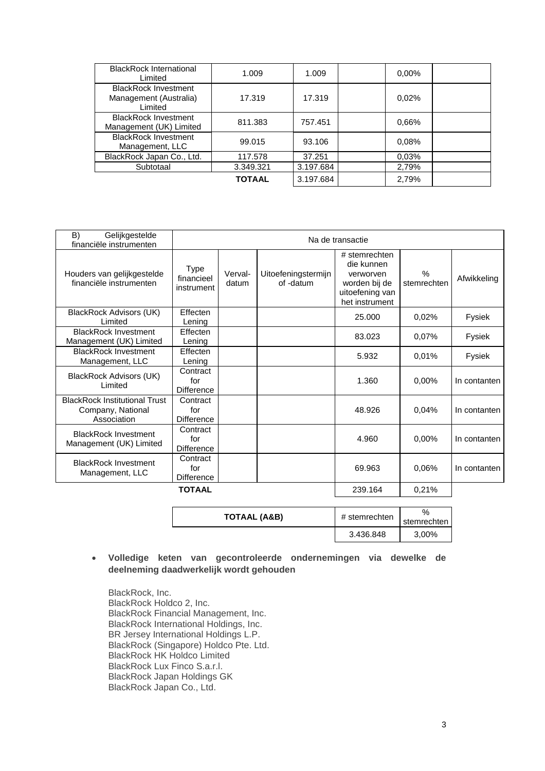| | | | | | |
|---|---|---|---|---|---|
| BlackRock International Limited | 1.009 | 1.009 | | 0,00% | |
| BlackRock Investment Management (Australia) Limited | 17.319 | 17.319 | | 0,02% | |
| BlackRock Investment Management (UK) Limited | 811.383 | 757.451 | | 0,66% | |
| BlackRock Investment Management, LLC | 99.015 | 93.106 | | 0,08% | |
| BlackRock Japan Co., Ltd. | 117.578 | 37.251 | | 0,03% | |
| Subtotaal | 3.349.321 | 3.197.684 | | 2,79% | |
| | **TOTAAL** | 3.197.684 | | 2,79% | |

| B) Gelijkgestelde financiële instrumenten | Na de transactie | | | | | |
|---|---|---|---|---|---|---|
| Houders van gelijkgestelde financiële instrumenten | Type financieel instrument | Verval-datum | Uitoefeningstermijn of -datum | # stemrechten die kunnen verworven worden bij de uitoefening van het instrument | % stemrechten | Afwikkeling |
| BlackRock Advisors (UK) Limited | Effecten Lening | | | 25.000 | 0,02% | Fysiek |
| BlackRock Investment Management (UK) Limited | Effecten Lening | | | 83.023 | 0,07% | Fysiek |
| BlackRock Investment Management, LLC | Effecten Lening | | | 5.932 | 0,01% | Fysiek |
| BlackRock Advisors (UK) Limited | Contract for Difference | | | 1.360 | 0,00% | In contanten |
| BlackRock Institutional Trust Company, National Association | Contract for Difference | | | 48.926 | 0,04% | In contanten |
| BlackRock Investment Management (UK) Limited | Contract for Difference | | | 4.960 | 0,00% | In contanten |
| BlackRock Investment Management, LLC | Contract for Difference | | | 69.963 | 0,06% | In contanten |
| | **TOTAAL** | | | 239.164 | 0,21% | |

| **TOTAAL (A&B)** | # stemrechten | % stemrechten |
|---|---|---|
| | 3.436.848 | 3,00% |

- **Volledige keten van gecontroleerde ondernemingen via dewelke de deelneming daadwerkelijk wordt gehouden**

BlackRock, Inc.
BlackRock Holdco 2, Inc.
BlackRock Financial Management, Inc.
BlackRock International Holdings, Inc.
BR Jersey International Holdings L.P.
BlackRock (Singapore) Holdco Pte. Ltd.
BlackRock HK Holdco Limited
BlackRock Lux Finco S.a.r.l.
BlackRock Japan Holdings GK
BlackRock Japan Co., Ltd.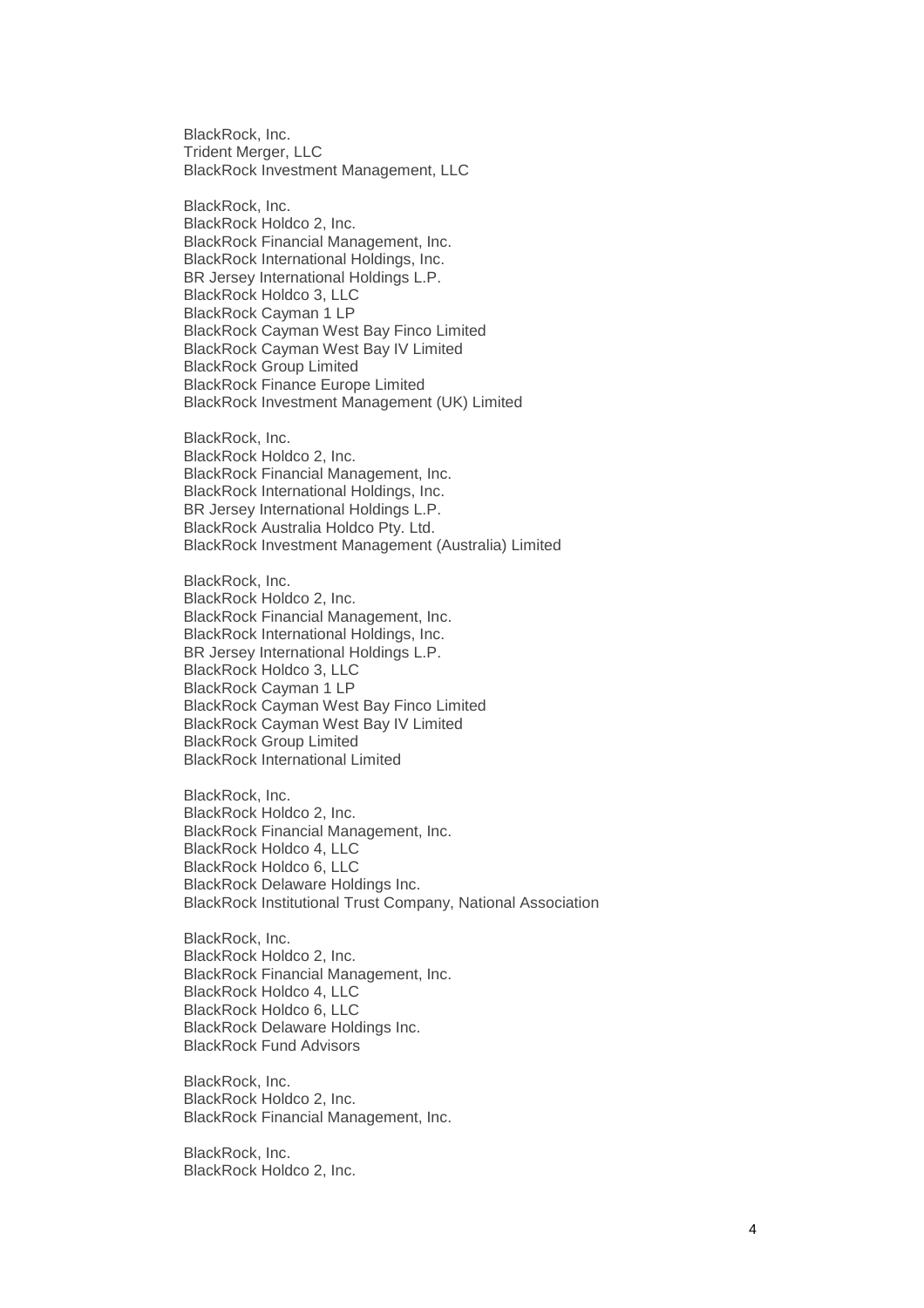BlackRock, Inc.
Trident Merger, LLC
BlackRock Investment Management, LLC

BlackRock, Inc.
BlackRock Holdco 2, Inc.
BlackRock Financial Management, Inc.
BlackRock International Holdings, Inc.
BR Jersey International Holdings L.P.
BlackRock Holdco 3, LLC
BlackRock Cayman 1 LP
BlackRock Cayman West Bay Finco Limited
BlackRock Cayman West Bay IV Limited
BlackRock Group Limited
BlackRock Finance Europe Limited
BlackRock Investment Management (UK) Limited

BlackRock, Inc.
BlackRock Holdco 2, Inc.
BlackRock Financial Management, Inc.
BlackRock International Holdings, Inc.
BR Jersey International Holdings L.P.
BlackRock Australia Holdco Pty. Ltd.
BlackRock Investment Management (Australia) Limited

BlackRock, Inc.
BlackRock Holdco 2, Inc.
BlackRock Financial Management, Inc.
BlackRock International Holdings, Inc.
BR Jersey International Holdings L.P.
BlackRock Holdco 3, LLC
BlackRock Cayman 1 LP
BlackRock Cayman West Bay Finco Limited
BlackRock Cayman West Bay IV Limited
BlackRock Group Limited
BlackRock International Limited

BlackRock, Inc.
BlackRock Holdco 2, Inc.
BlackRock Financial Management, Inc.
BlackRock Holdco 4, LLC
BlackRock Holdco 6, LLC
BlackRock Delaware Holdings Inc.
BlackRock Institutional Trust Company, National Association

BlackRock, Inc.
BlackRock Holdco 2, Inc.
BlackRock Financial Management, Inc.
BlackRock Holdco 4, LLC
BlackRock Holdco 6, LLC
BlackRock Delaware Holdings Inc.
BlackRock Fund Advisors

BlackRock, Inc.
BlackRock Holdco 2, Inc.
BlackRock Financial Management, Inc.

BlackRock, Inc.
BlackRock Holdco 2, Inc.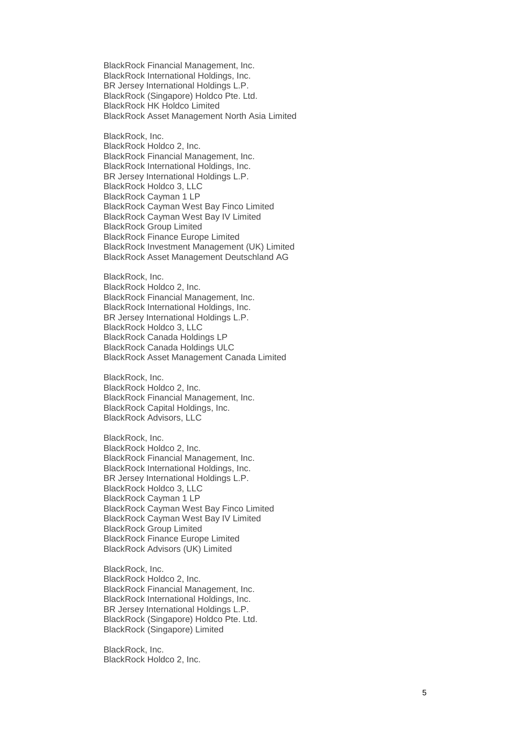BlackRock Financial Management, Inc.
BlackRock International Holdings, Inc.
BR Jersey International Holdings L.P.
BlackRock (Singapore) Holdco Pte. Ltd.
BlackRock HK Holdco Limited
BlackRock Asset Management North Asia Limited

BlackRock, Inc.
BlackRock Holdco 2, Inc.
BlackRock Financial Management, Inc.
BlackRock International Holdings, Inc.
BR Jersey International Holdings L.P.
BlackRock Holdco 3, LLC
BlackRock Cayman 1 LP
BlackRock Cayman West Bay Finco Limited
BlackRock Cayman West Bay IV Limited
BlackRock Group Limited
BlackRock Finance Europe Limited
BlackRock Investment Management (UK) Limited
BlackRock Asset Management Deutschland AG

BlackRock, Inc.
BlackRock Holdco 2, Inc.
BlackRock Financial Management, Inc.
BlackRock International Holdings, Inc.
BR Jersey International Holdings L.P.
BlackRock Holdco 3, LLC
BlackRock Canada Holdings LP
BlackRock Canada Holdings ULC
BlackRock Asset Management Canada Limited

BlackRock, Inc.
BlackRock Holdco 2, Inc.
BlackRock Financial Management, Inc.
BlackRock Capital Holdings, Inc.
BlackRock Advisors, LLC

BlackRock, Inc.
BlackRock Holdco 2, Inc.
BlackRock Financial Management, Inc.
BlackRock International Holdings, Inc.
BR Jersey International Holdings L.P.
BlackRock Holdco 3, LLC
BlackRock Cayman 1 LP
BlackRock Cayman West Bay Finco Limited
BlackRock Cayman West Bay IV Limited
BlackRock Group Limited
BlackRock Finance Europe Limited
BlackRock Advisors (UK) Limited

BlackRock, Inc.
BlackRock Holdco 2, Inc.
BlackRock Financial Management, Inc.
BlackRock International Holdings, Inc.
BR Jersey International Holdings L.P.
BlackRock (Singapore) Holdco Pte. Ltd.
BlackRock (Singapore) Limited

BlackRock, Inc.
BlackRock Holdco 2, Inc.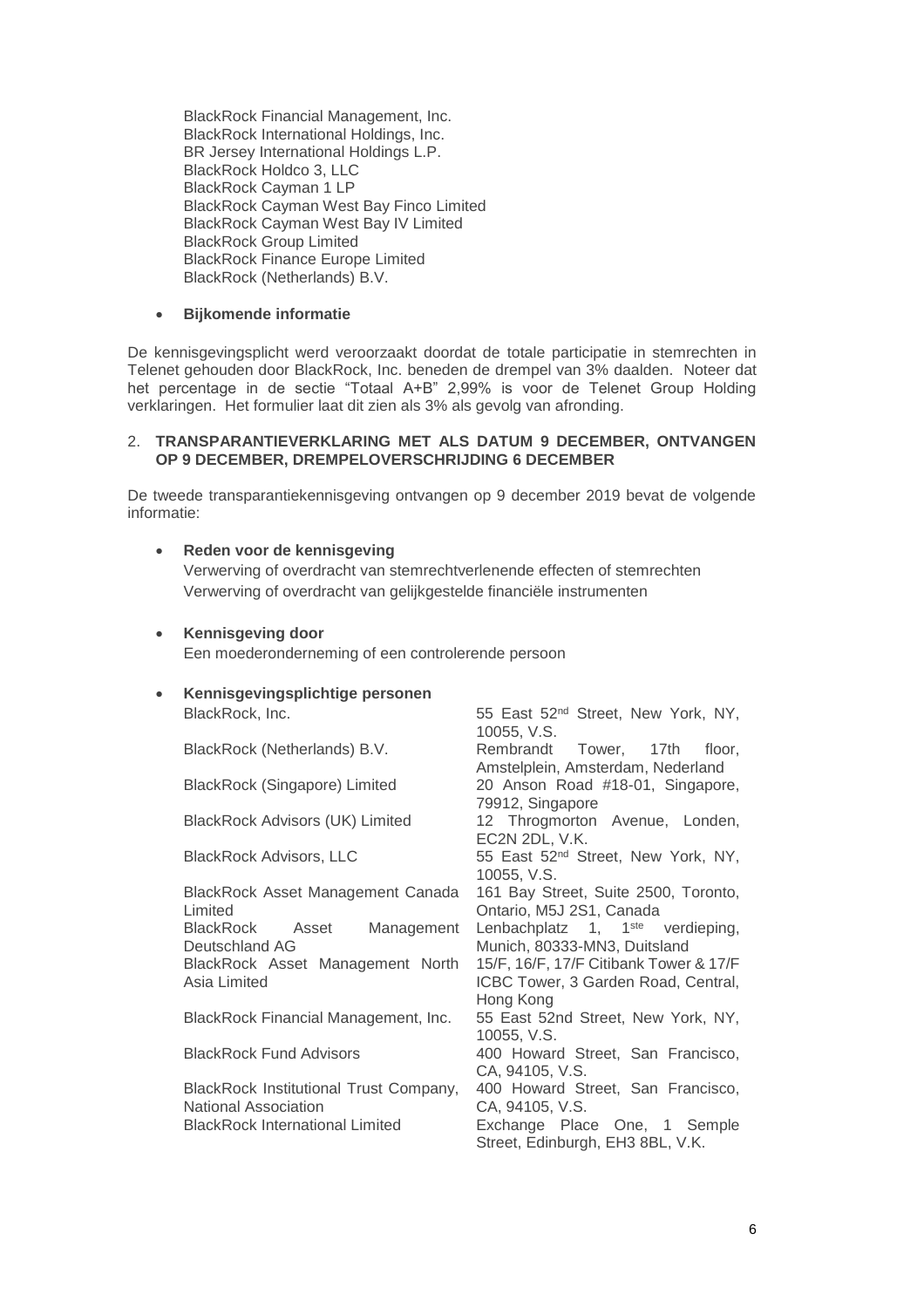BlackRock Financial Management, Inc.
BlackRock International Holdings, Inc.
BR Jersey International Holdings L.P.
BlackRock Holdco 3, LLC
BlackRock Cayman 1 LP
BlackRock Cayman West Bay Finco Limited
BlackRock Cayman West Bay IV Limited
BlackRock Group Limited
BlackRock Finance Europe Limited
BlackRock (Netherlands) B.V.

- **Bijkomende informatie**

De kennisgevingsplicht werd veroorzaakt doordat de totale participatie in stemrechten in Telenet gehouden door BlackRock, Inc. beneden de drempel van 3% daalden. Noteer dat het percentage in de sectie "Totaal A+B" 2,99% is voor de Telenet Group Holding verklaringen. Het formulier laat dit zien als 3% als gevolg van afronding.

## 2. TRANSPARANTIEVERKLARING MET ALS DATUM 9 DECEMBER, ONTVANGEN OP 9 DECEMBER, DREMPELOVERSCHRIJDING 6 DECEMBER

De tweede transparantiekennisgeving ontvangen op 9 december 2019 bevat de volgende informatie:

- **Reden voor de kennisgeving**
  Verwerving of overdracht van stemrechtverlenende effecten of stemrechten
  Verwerving of overdracht van gelijkgestelde financiële instrumenten

- **Kennisgeving door**
  Een moederonderneming of een controlerende persoon

- **Kennisgevingsplichtige personen**

| | |
|---|---|
| BlackRock, Inc. | 55 East 52nd Street, New York, NY, 10055, V.S. |
| BlackRock (Netherlands) B.V. | Rembrandt Tower, 17th floor, Amstelplein, Amsterdam, Nederland |
| BlackRock (Singapore) Limited | 20 Anson Road #18-01, Singapore, 79912, Singapore |
| BlackRock Advisors (UK) Limited | 12 Throgmorton Avenue, Londen, EC2N 2DL, V.K. |
| BlackRock Advisors, LLC | 55 East 52nd Street, New York, NY, 10055, V.S. |
| BlackRock Asset Management Canada Limited | 161 Bay Street, Suite 2500, Toronto, Ontario, M5J 2S1, Canada |
| BlackRock Asset Management Deutschland AG | Lenbachplatz 1, 1ste verdieping, Munich, 80333-MN3, Duitsland |
| BlackRock Asset Management North Asia Limited | 15/F, 16/F, 17/F Citibank Tower & 17/F ICBC Tower, 3 Garden Road, Central, Hong Kong |
| BlackRock Financial Management, Inc. | 55 East 52nd Street, New York, NY, 10055, V.S. |
| BlackRock Fund Advisors | 400 Howard Street, San Francisco, CA, 94105, V.S. |
| BlackRock Institutional Trust Company, National Association | 400 Howard Street, San Francisco, CA, 94105, V.S. |
| BlackRock International Limited | Exchange Place One, 1 Semple Street, Edinburgh, EH3 8BL, V.K. |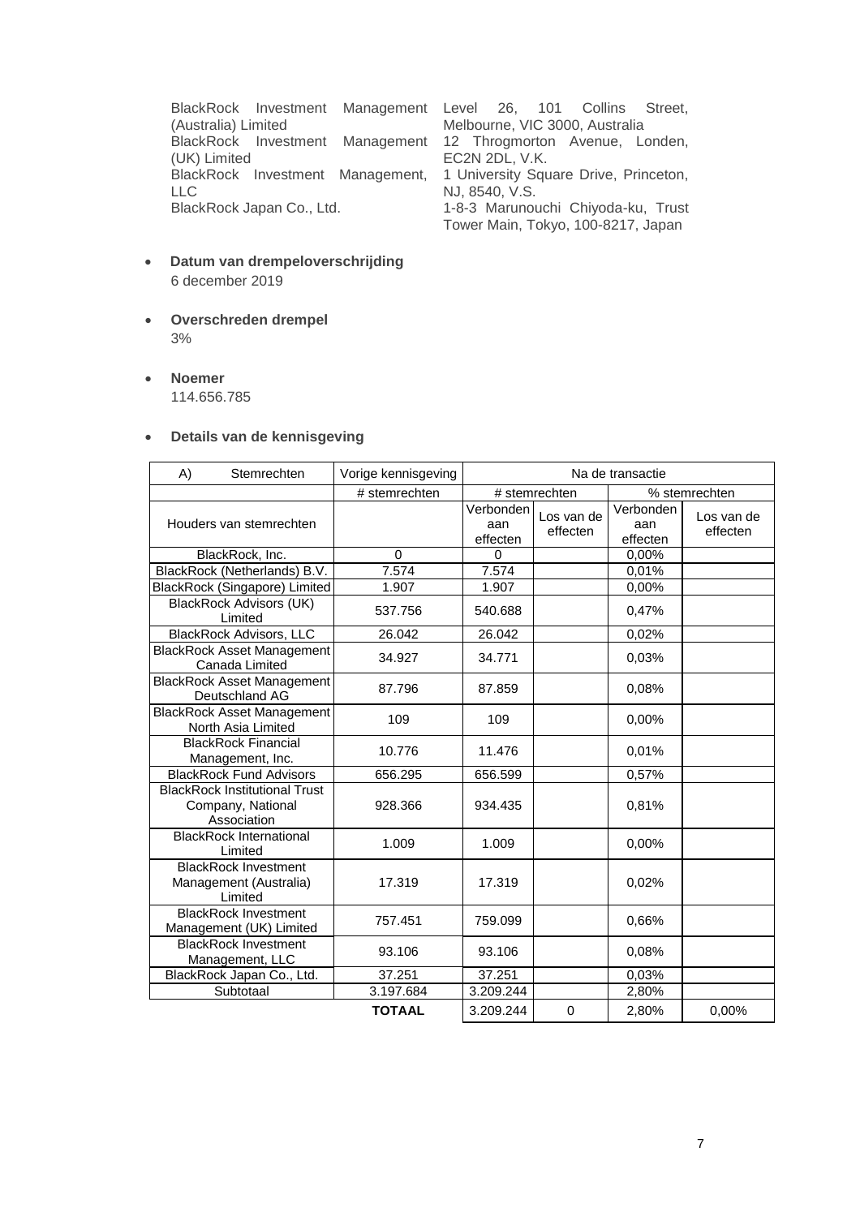| | |
|---|---|
| BlackRock Investment Management (Australia) Limited | Level 26, 101 Collins Street, Melbourne, VIC 3000, Australia |
| BlackRock Investment Management (UK) Limited | 12 Throgmorton Avenue, Londen, EC2N 2DL, V.K. |
| BlackRock Investment Management, LLC | 1 University Square Drive, Princeton, NJ, 8540, V.S. |
| BlackRock Japan Co., Ltd. | 1-8-3 Marunouchi Chiyoda-ku, Trust Tower Main, Tokyo, 100-8217, Japan |

- **Datum van drempeloverschrijding**
  6 december 2019

- **Overschreden drempel**
  3%

- **Noemer**
  114.656.785

- **Details van de kennisgeving**

| A) Stemrechten | Vorige kennisgeving | Na de transactie | | | |
|---|---|---|---|---|---|
| | # stemrechten | # stemrechten | | % stemrechten | |
| Houders van stemrechten | | Verbonden aan effecten | Los van de effecten | Verbonden aan effecten | Los van de effecten |
| BlackRock, Inc. | 0 | 0 | | 0,00% | |
| BlackRock (Netherlands) B.V. | 7.574 | 7.574 | | 0,01% | |
| BlackRock (Singapore) Limited | 1.907 | 1.907 | | 0,00% | |
| BlackRock Advisors (UK) Limited | 537.756 | 540.688 | | 0,47% | |
| BlackRock Advisors, LLC | 26.042 | 26.042 | | 0,02% | |
| BlackRock Asset Management Canada Limited | 34.927 | 34.771 | | 0,03% | |
| BlackRock Asset Management Deutschland AG | 87.796 | 87.859 | | 0,08% | |
| BlackRock Asset Management North Asia Limited | 109 | 109 | | 0,00% | |
| BlackRock Financial Management, Inc. | 10.776 | 11.476 | | 0,01% | |
| BlackRock Fund Advisors | 656.295 | 656.599 | | 0,57% | |
| BlackRock Institutional Trust Company, National Association | 928.366 | 934.435 | | 0,81% | |
| BlackRock International Limited | 1.009 | 1.009 | | 0,00% | |
| BlackRock Investment Management (Australia) Limited | 17.319 | 17.319 | | 0,02% | |
| BlackRock Investment Management (UK) Limited | 757.451 | 759.099 | | 0,66% | |
| BlackRock Investment Management, LLC | 93.106 | 93.106 | | 0,08% | |
| BlackRock Japan Co., Ltd. | 37.251 | 37.251 | | 0,03% | |
| Subtotaal | 3.197.684 | 3.209.244 | | 2,80% | |
| | **TOTAAL** | 3.209.244 | 0 | 2,80% | 0,00% |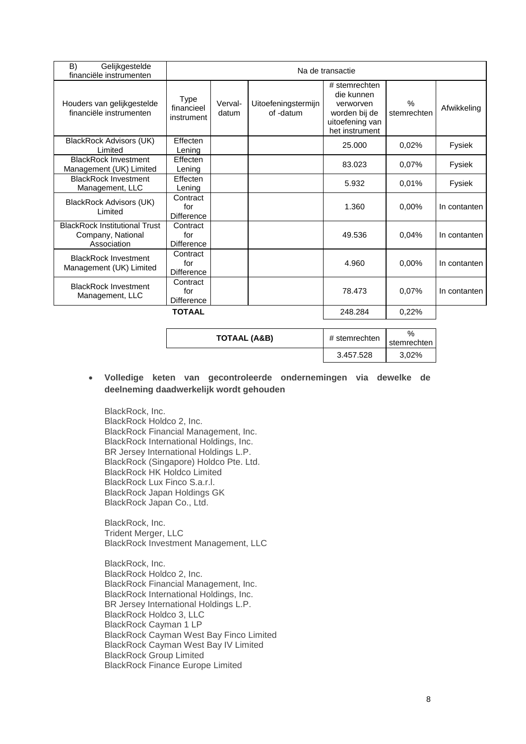| B) Gelijkgestelde financiële instrumenten | Na de transactie | | | | | |
|---|---|---|---|---|---|---|
| Houders van gelijkgestelde financiële instrumenten | Type financieel instrument | Verval-datum | Uitoefeningstermijn of -datum | # stemrechten die kunnen verworven worden bij de uitoefening van het instrument | % stemrechten | Afwikkeling |
| BlackRock Advisors (UK) Limited | Effecten Lening | | | 25.000 | 0,02% | Fysiek |
| BlackRock Investment Management (UK) Limited | Effecten Lening | | | 83.023 | 0,07% | Fysiek |
| BlackRock Investment Management, LLC | Effecten Lening | | | 5.932 | 0,01% | Fysiek |
| BlackRock Advisors (UK) Limited | Contract for Difference | | | 1.360 | 0,00% | In contanten |
| BlackRock Institutional Trust Company, National Association | Contract for Difference | | | 49.536 | 0,04% | In contanten |
| BlackRock Investment Management (UK) Limited | Contract for Difference | | | 4.960 | 0,00% | In contanten |
| BlackRock Investment Management, LLC | Contract for Difference | | | 78.473 | 0,07% | In contanten |
| | **TOTAAL** | | | 248.284 | 0,22% | |

| **TOTAAL (A&B)** | # stemrechten | % stemrechten |
|---|---|---|
| | 3.457.528 | 3,02% |

- **Volledige keten van gecontroleerde ondernemingen via dewelke de deelneming daadwerkelijk wordt gehouden**

BlackRock, Inc.
BlackRock Holdco 2, Inc.
BlackRock Financial Management, Inc.
BlackRock International Holdings, Inc.
BR Jersey International Holdings L.P.
BlackRock (Singapore) Holdco Pte. Ltd.
BlackRock HK Holdco Limited
BlackRock Lux Finco S.a.r.l.
BlackRock Japan Holdings GK
BlackRock Japan Co., Ltd.

BlackRock, Inc.
Trident Merger, LLC
BlackRock Investment Management, LLC

BlackRock, Inc.
BlackRock Holdco 2, Inc.
BlackRock Financial Management, Inc.
BlackRock International Holdings, Inc.
BR Jersey International Holdings L.P.
BlackRock Holdco 3, LLC
BlackRock Cayman 1 LP
BlackRock Cayman West Bay Finco Limited
BlackRock Cayman West Bay IV Limited
BlackRock Group Limited
BlackRock Finance Europe Limited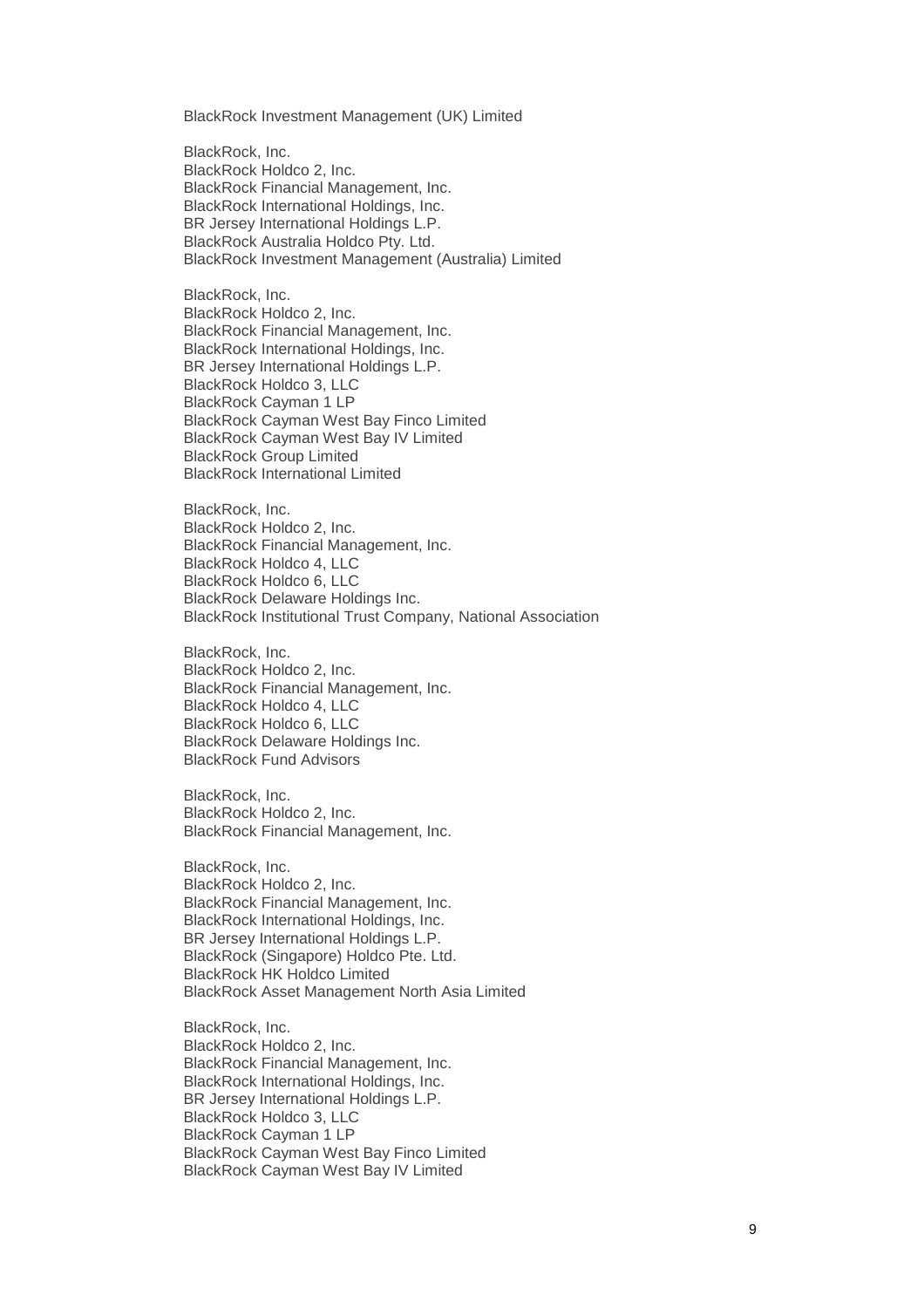BlackRock Investment Management (UK) Limited

BlackRock, Inc.
BlackRock Holdco 2, Inc.
BlackRock Financial Management, Inc.
BlackRock International Holdings, Inc.
BR Jersey International Holdings L.P.
BlackRock Australia Holdco Pty. Ltd.
BlackRock Investment Management (Australia) Limited

BlackRock, Inc.
BlackRock Holdco 2, Inc.
BlackRock Financial Management, Inc.
BlackRock International Holdings, Inc.
BR Jersey International Holdings L.P.
BlackRock Holdco 3, LLC
BlackRock Cayman 1 LP
BlackRock Cayman West Bay Finco Limited
BlackRock Cayman West Bay IV Limited
BlackRock Group Limited
BlackRock International Limited

BlackRock, Inc.
BlackRock Holdco 2, Inc.
BlackRock Financial Management, Inc.
BlackRock Holdco 4, LLC
BlackRock Holdco 6, LLC
BlackRock Delaware Holdings Inc.
BlackRock Institutional Trust Company, National Association

BlackRock, Inc.
BlackRock Holdco 2, Inc.
BlackRock Financial Management, Inc.
BlackRock Holdco 4, LLC
BlackRock Holdco 6, LLC
BlackRock Delaware Holdings Inc.
BlackRock Fund Advisors

BlackRock, Inc.
BlackRock Holdco 2, Inc.
BlackRock Financial Management, Inc.

BlackRock, Inc.
BlackRock Holdco 2, Inc.
BlackRock Financial Management, Inc.
BlackRock International Holdings, Inc.
BR Jersey International Holdings L.P.
BlackRock (Singapore) Holdco Pte. Ltd.
BlackRock HK Holdco Limited
BlackRock Asset Management North Asia Limited

BlackRock, Inc.
BlackRock Holdco 2, Inc.
BlackRock Financial Management, Inc.
BlackRock International Holdings, Inc.
BR Jersey International Holdings L.P.
BlackRock Holdco 3, LLC
BlackRock Cayman 1 LP
BlackRock Cayman West Bay Finco Limited
BlackRock Cayman West Bay IV Limited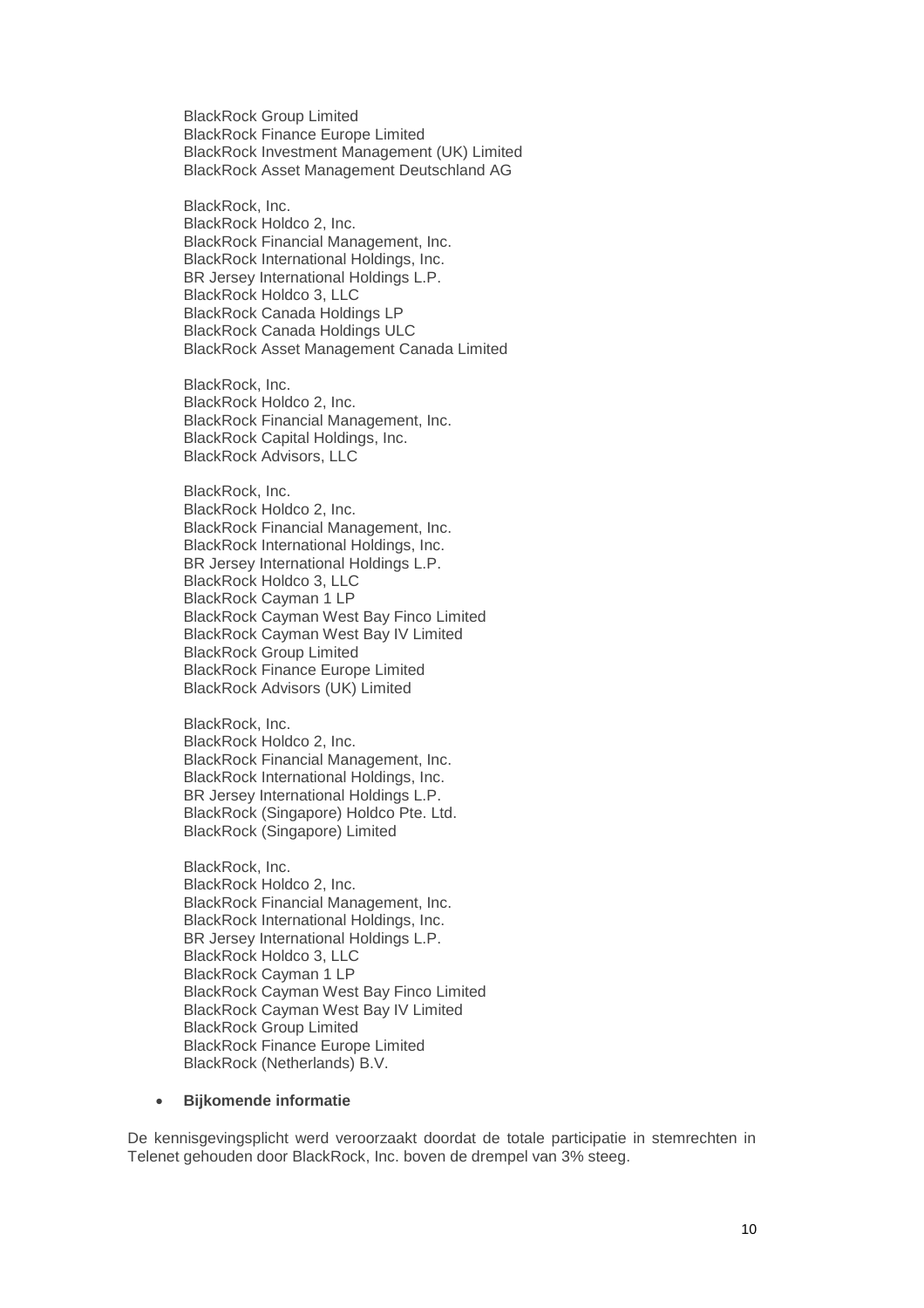BlackRock Group Limited
BlackRock Finance Europe Limited
BlackRock Investment Management (UK) Limited
BlackRock Asset Management Deutschland AG

BlackRock, Inc.
BlackRock Holdco 2, Inc.
BlackRock Financial Management, Inc.
BlackRock International Holdings, Inc.
BR Jersey International Holdings L.P.
BlackRock Holdco 3, LLC
BlackRock Canada Holdings LP
BlackRock Canada Holdings ULC
BlackRock Asset Management Canada Limited

BlackRock, Inc.
BlackRock Holdco 2, Inc.
BlackRock Financial Management, Inc.
BlackRock Capital Holdings, Inc.
BlackRock Advisors, LLC

BlackRock, Inc.
BlackRock Holdco 2, Inc.
BlackRock Financial Management, Inc.
BlackRock International Holdings, Inc.
BR Jersey International Holdings L.P.
BlackRock Holdco 3, LLC
BlackRock Cayman 1 LP
BlackRock Cayman West Bay Finco Limited
BlackRock Cayman West Bay IV Limited
BlackRock Group Limited
BlackRock Finance Europe Limited
BlackRock Advisors (UK) Limited

BlackRock, Inc.
BlackRock Holdco 2, Inc.
BlackRock Financial Management, Inc.
BlackRock International Holdings, Inc.
BR Jersey International Holdings L.P.
BlackRock (Singapore) Holdco Pte. Ltd.
BlackRock (Singapore) Limited

BlackRock, Inc.
BlackRock Holdco 2, Inc.
BlackRock Financial Management, Inc.
BlackRock International Holdings, Inc.
BR Jersey International Holdings L.P.
BlackRock Holdco 3, LLC
BlackRock Cayman 1 LP
BlackRock Cayman West Bay Finco Limited
BlackRock Cayman West Bay IV Limited
BlackRock Group Limited
BlackRock Finance Europe Limited
BlackRock (Netherlands) B.V.

- **Bijkomende informatie**

De kennisgevingsplicht werd veroorzaakt doordat de totale participatie in stemrechten in Telenet gehouden door BlackRock, Inc. boven de drempel van 3% steeg.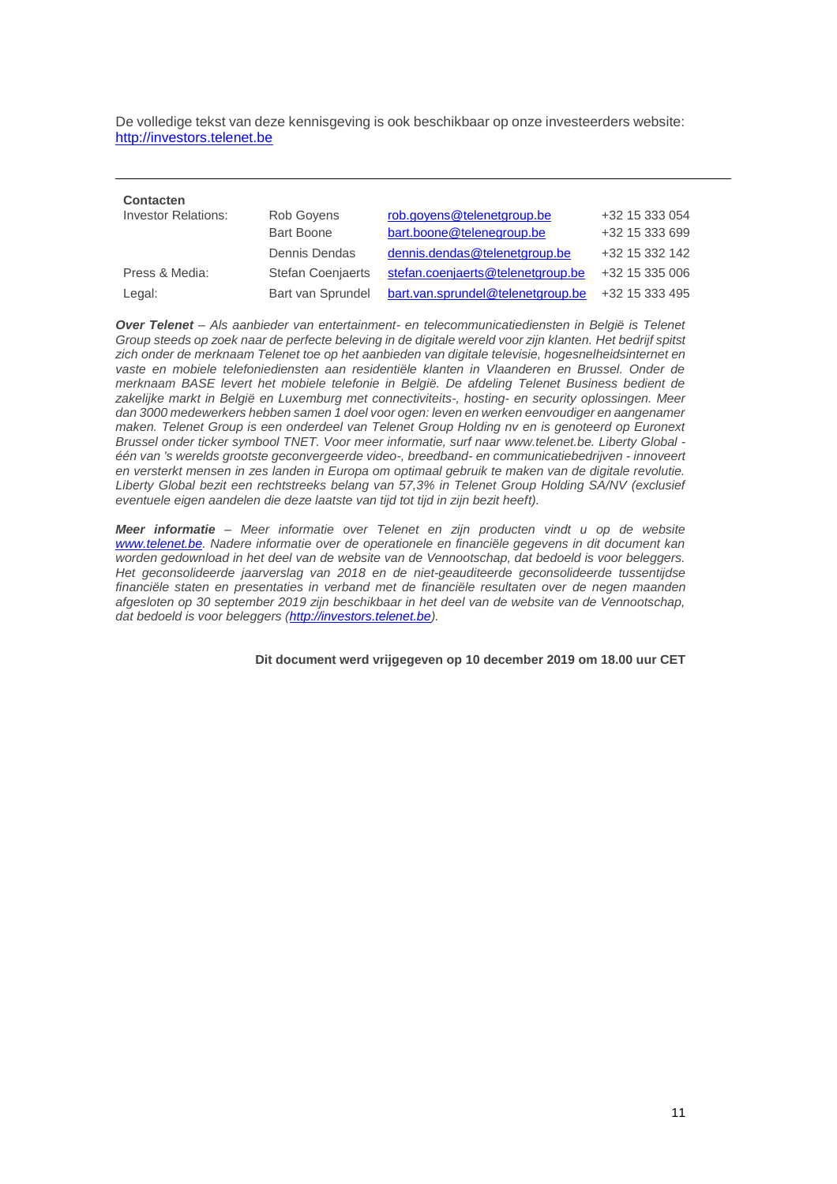De volledige tekst van deze kennisgeving is ook beschikbaar op onze investeerders website: http://investors.telenet.be

---

| **Contacten** | | | |
|---|---|---|---|
| Investor Relations: | Rob Goyens | rob.goyens@telenetgroup.be | +32 15 333 054 |
| | Bart Boone | bart.boone@telenegroup.be | +32 15 333 699 |
| | Dennis Dendas | dennis.dendas@telenetgroup.be | +32 15 332 142 |
| Press & Media: | Stefan Coenjaerts | stefan.coenjaerts@telenetgroup.be | +32 15 335 006 |
| Legal: | Bart van Sprundel | bart.van.sprundel@telenetgroup.be | +32 15 333 495 |

***Over Telenet*** *– Als aanbieder van entertainment- en telecommunicatiediensten in België is Telenet Group steeds op zoek naar de perfecte beleving in de digitale wereld voor zijn klanten. Het bedrijf spitst zich onder de merknaam Telenet toe op het aanbieden van digitale televisie, hogesnelheidsinternet en vaste en mobiele telefoniediensten aan residentiële klanten in Vlaanderen en Brussel. Onder de merknaam BASE levert het mobiele telefonie in België. De afdeling Telenet Business bedient de zakelijke markt in België en Luxemburg met connectiviteits-, hosting- en security oplossingen. Meer dan 3000 medewerkers hebben samen 1 doel voor ogen: leven en werken eenvoudiger en aangenamer maken. Telenet Group is een onderdeel van Telenet Group Holding nv en is genoteerd op Euronext Brussel onder ticker symbool TNET. Voor meer informatie, surf naar www.telenet.be. Liberty Global - één van 's werelds grootste geconvergeerde video-, breedband- en communicatiebedrijven - innoveert en versterkt mensen in zes landen in Europa om optimaal gebruik te maken van de digitale revolutie. Liberty Global bezit een rechtstreeks belang van 57,3% in Telenet Group Holding SA/NV (exclusief eventuele eigen aandelen die deze laatste van tijd tot tijd in zijn bezit heeft).*

***Meer informatie*** *– Meer informatie over Telenet en zijn producten vindt u op de website www.telenet.be. Nadere informatie over de operationele en financiële gegevens in dit document kan worden gedownload in het deel van de website van de Vennootschap, dat bedoeld is voor beleggers. Het geconsolideerde jaarverslag van 2018 en de niet-geauditeerde geconsolideerde tussentijdse financiële staten en presentaties in verband met de financiële resultaten over de negen maanden afgesloten op 30 september 2019 zijn beschikbaar in het deel van de website van de Vennootschap, dat bedoeld is voor beleggers (http://investors.telenet.be).*

**Dit document werd vrijgegeven op 10 december 2019 om 18.00 uur CET**